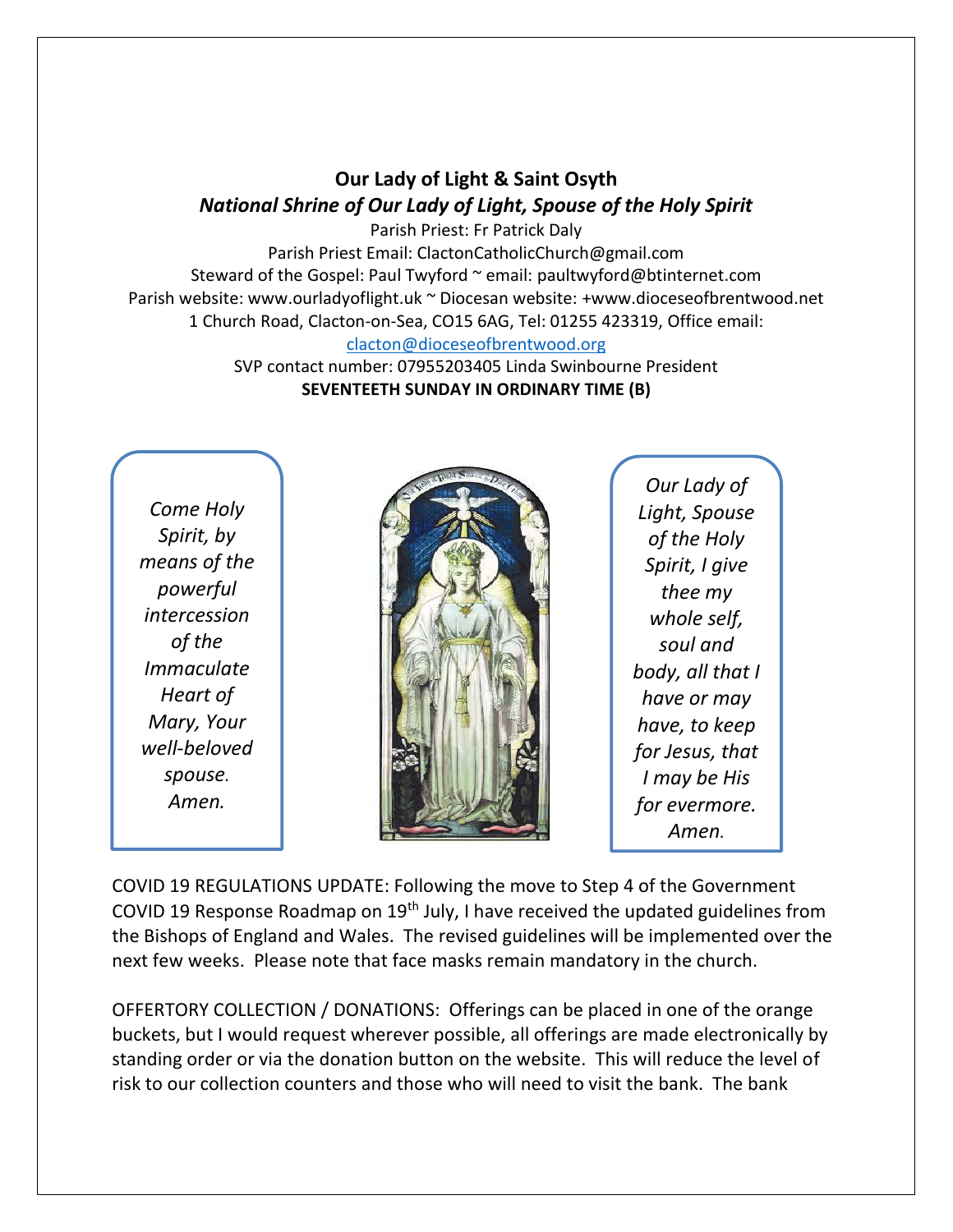# Our Lady of Light & Saint Osyth

## *National Shrine of Our Lady of Light, Spouse of the Holy Spirit*

Parish Priest: Fr Patrick Daly
Parish Priest Email: ClactonCatholicChurch@gmail.com
Steward of the Gospel: Paul Twyford ~ email: paultwyford@btinternet.com
Parish website: www.ourladyoflight.uk ~ Diocesan website: +www.dioceseofbrentwood.net
1 Church Road, Clacton-on-Sea, CO15 6AG, Tel: 01255 423319, Office email:
clacton@dioceseofbrentwood.org
SVP contact number: 07955203405 Linda Swinbourne President

**SEVENTEETH SUNDAY IN ORDINARY TIME (B)**

*Come Holy Spirit, by means of the powerful intercession of the Immaculate Heart of Mary, Your well-beloved spouse. Amen.*

*Our Lady of Light, Spouse of the Holy Spirit, I give thee my whole self, soul and body, all that I have or may have, to keep for Jesus, that I may be His for evermore. Amen.*

COVID 19 REGULATIONS UPDATE: Following the move to Step 4 of the Government COVID 19 Response Roadmap on 19th July, I have received the updated guidelines from the Bishops of England and Wales. The revised guidelines will be implemented over the next few weeks. Please note that face masks remain mandatory in the church.

OFFERTORY COLLECTION / DONATIONS: Offerings can be placed in one of the orange buckets, but I would request wherever possible, all offerings are made electronically by standing order or via the donation button on the website. This will reduce the level of risk to our collection counters and those who will need to visit the bank. The bank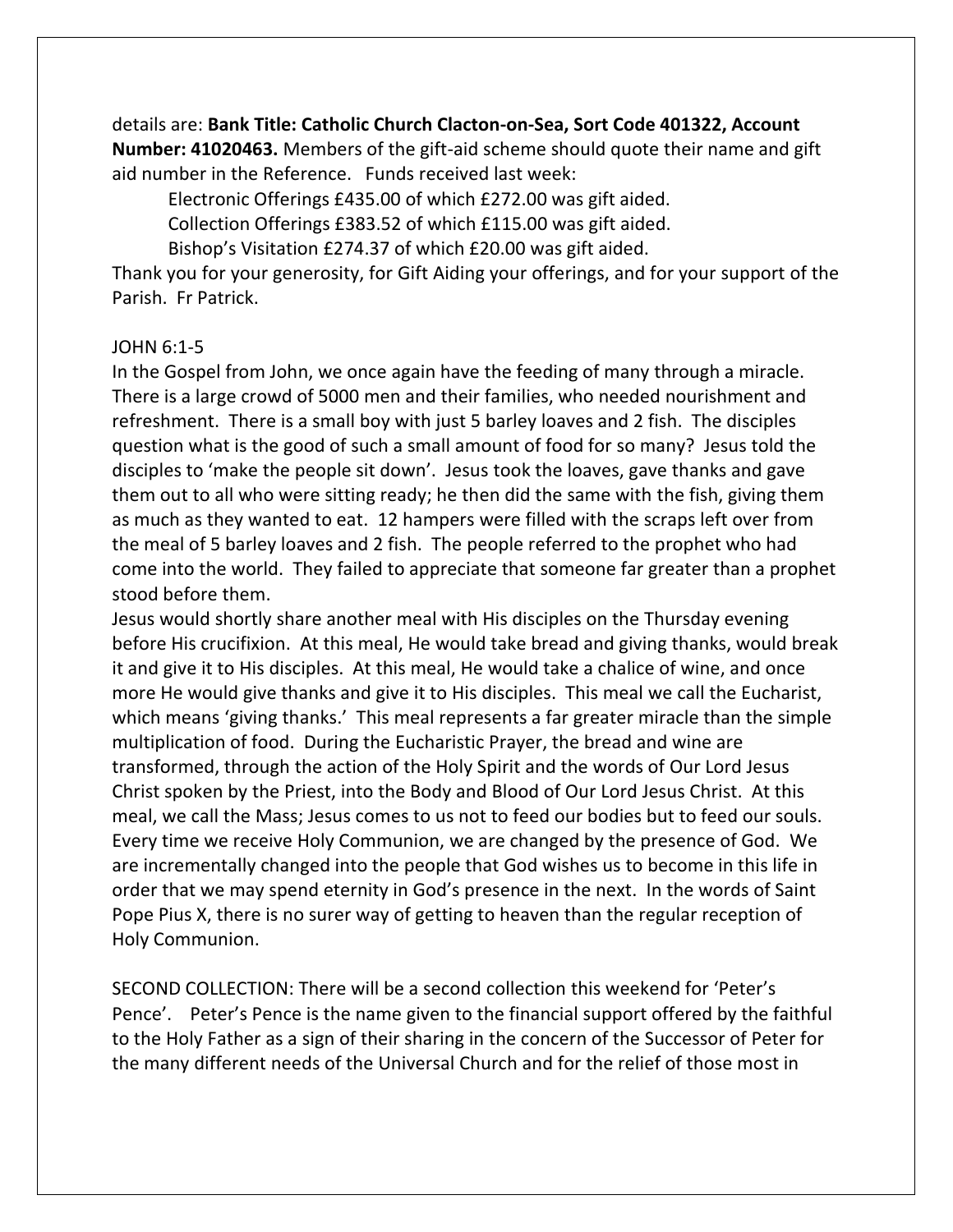details are: **Bank Title: Catholic Church Clacton-on-Sea, Sort Code 401322, Account Number: 41020463.** Members of the gift-aid scheme should quote their name and gift aid number in the Reference. Funds received last week:

Electronic Offerings £435.00 of which £272.00 was gift aided.
Collection Offerings £383.52 of which £115.00 was gift aided.
Bishop's Visitation £274.37 of which £20.00 was gift aided.

Thank you for your generosity, for Gift Aiding your offerings, and for your support of the Parish. Fr Patrick.

JOHN 6:1-5

In the Gospel from John, we once again have the feeding of many through a miracle. There is a large crowd of 5000 men and their families, who needed nourishment and refreshment. There is a small boy with just 5 barley loaves and 2 fish. The disciples question what is the good of such a small amount of food for so many? Jesus told the disciples to 'make the people sit down'. Jesus took the loaves, gave thanks and gave them out to all who were sitting ready; he then did the same with the fish, giving them as much as they wanted to eat. 12 hampers were filled with the scraps left over from the meal of 5 barley loaves and 2 fish. The people referred to the prophet who had come into the world. They failed to appreciate that someone far greater than a prophet stood before them.

Jesus would shortly share another meal with His disciples on the Thursday evening before His crucifixion. At this meal, He would take bread and giving thanks, would break it and give it to His disciples. At this meal, He would take a chalice of wine, and once more He would give thanks and give it to His disciples. This meal we call the Eucharist, which means 'giving thanks.' This meal represents a far greater miracle than the simple multiplication of food. During the Eucharistic Prayer, the bread and wine are transformed, through the action of the Holy Spirit and the words of Our Lord Jesus Christ spoken by the Priest, into the Body and Blood of Our Lord Jesus Christ. At this meal, we call the Mass; Jesus comes to us not to feed our bodies but to feed our souls. Every time we receive Holy Communion, we are changed by the presence of God. We are incrementally changed into the people that God wishes us to become in this life in order that we may spend eternity in God's presence in the next. In the words of Saint Pope Pius X, there is no surer way of getting to heaven than the regular reception of Holy Communion.

SECOND COLLECTION: There will be a second collection this weekend for 'Peter's Pence'. Peter's Pence is the name given to the financial support offered by the faithful to the Holy Father as a sign of their sharing in the concern of the Successor of Peter for the many different needs of the Universal Church and for the relief of those most in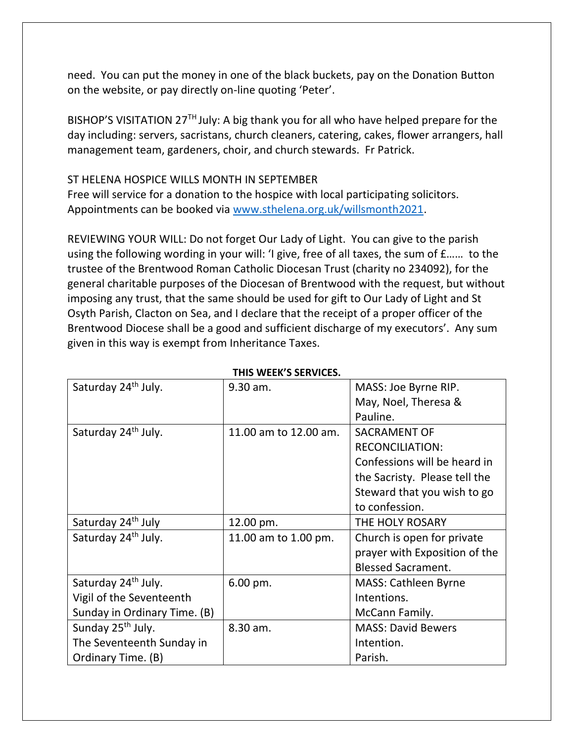need. You can put the money in one of the black buckets, pay on the Donation Button on the website, or pay directly on-line quoting 'Peter'.

BISHOP'S VISITATION 27TH July: A big thank you for all who have helped prepare for the day including: servers, sacristans, church cleaners, catering, cakes, flower arrangers, hall management team, gardeners, choir, and church stewards. Fr Patrick.

ST HELENA HOSPICE WILLS MONTH IN SEPTEMBER
Free will service for a donation to the hospice with local participating solicitors. Appointments can be booked via www.sthelena.org.uk/willsmonth2021.

REVIEWING YOUR WILL: Do not forget Our Lady of Light. You can give to the parish using the following wording in your will: 'I give, free of all taxes, the sum of £…… to the trustee of the Brentwood Roman Catholic Diocesan Trust (charity no 234092), for the general charitable purposes of the Diocesan of Brentwood with the request, but without imposing any trust, that the same should be used for gift to Our Lady of Light and St Osyth Parish, Clacton on Sea, and I declare that the receipt of a proper officer of the Brentwood Diocese shall be a good and sufficient discharge of my executors'. Any sum given in this way is exempt from Inheritance Taxes.

**THIS WEEK'S SERVICES.**

| | | |
|---|---|---|
| Saturday 24th July. | 9.30 am. | MASS: Joe Byrne RIP. May, Noel, Theresa & Pauline. |
| Saturday 24th July. | 11.00 am to 12.00 am. | SACRAMENT OF RECONCILIATION: Confessions will be heard in the Sacristy. Please tell the Steward that you wish to go to confession. |
| Saturday 24th July | 12.00 pm. | THE HOLY ROSARY |
| Saturday 24th July. | 11.00 am to 1.00 pm. | Church is open for private prayer with Exposition of the Blessed Sacrament. |
| Saturday 24th July. Vigil of the Seventeenth Sunday in Ordinary Time. (B) | 6.00 pm. | MASS: Cathleen Byrne Intentions. McCann Family. |
| Sunday 25th July. The Seventeenth Sunday in Ordinary Time. (B) | 8.30 am. | MASS: David Bewers Intention. Parish. |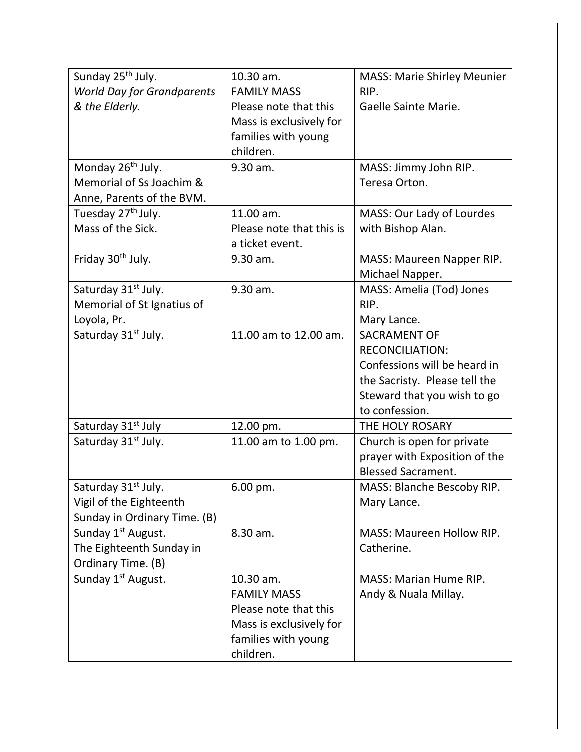| | | |
|---|---|---|
| Sunday 25th July. *World Day for Grandparents & the Elderly.* | 10.30 am. FAMILY MASS Please note that this Mass is exclusively for families with young children. | MASS: Marie Shirley Meunier RIP. Gaelle Sainte Marie. |
| Monday 26th July. Memorial of Ss Joachim & Anne, Parents of the BVM. | 9.30 am. | MASS: Jimmy John RIP. Teresa Orton. |
| Tuesday 27th July. Mass of the Sick. | 11.00 am. Please note that this is a ticket event. | MASS: Our Lady of Lourdes with Bishop Alan. |
| Friday 30th July. | 9.30 am. | MASS: Maureen Napper RIP. Michael Napper. |
| Saturday 31st July. Memorial of St Ignatius of Loyola, Pr. | 9.30 am. | MASS: Amelia (Tod) Jones RIP. Mary Lance. |
| Saturday 31st July. | 11.00 am to 12.00 am. | SACRAMENT OF RECONCILIATION: Confessions will be heard in the Sacristy. Please tell the Steward that you wish to go to confession. |
| Saturday 31st July | 12.00 pm. | THE HOLY ROSARY |
| Saturday 31st July. | 11.00 am to 1.00 pm. | Church is open for private prayer with Exposition of the Blessed Sacrament. |
| Saturday 31st July. Vigil of the Eighteenth Sunday in Ordinary Time. (B) | 6.00 pm. | MASS: Blanche Bescoby RIP. Mary Lance. |
| Sunday 1st August. The Eighteenth Sunday in Ordinary Time. (B) | 8.30 am. | MASS: Maureen Hollow RIP. Catherine. |
| Sunday 1st August. | 10.30 am. FAMILY MASS Please note that this Mass is exclusively for families with young children. | MASS: Marian Hume RIP. Andy & Nuala Millay. |